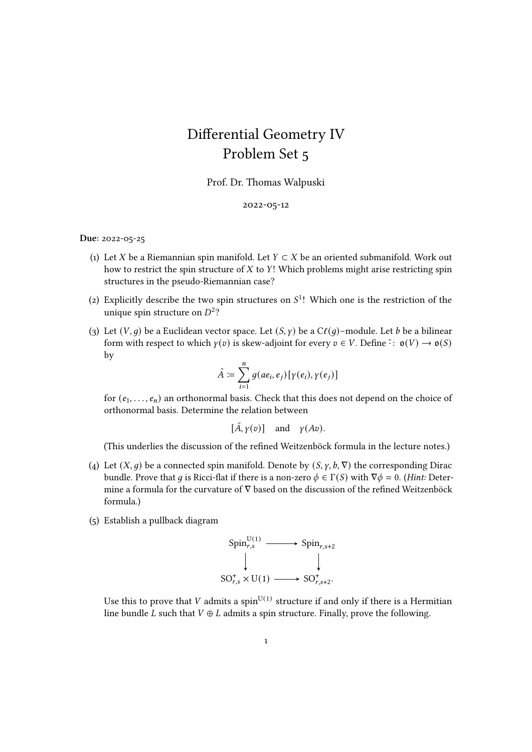# Differential Geometry IV
## Problem Set 5

Prof. Dr. Thomas Walpuski

2022-05-12

**Due**: 2022-05-25

(1) Let $X$ be a Riemannian spin manifold. Let $Y \subset X$ be an oriented submanifold. Work out how to restrict the spin structure of $X$ to $Y$! Which problems might arise restricting spin structures in the pseudo-Riemannian case?

(2) Explicitly describe the two spin structures on $S^1$! Which one is the restriction of the unique spin structure on $D^2$?

(3) Let $(V, g)$ be a Euclidean vector space. Let $(S, \gamma)$ be a $\mathrm{C}\ell(g)$–module. Let $b$ be a bilinear form with respect to which $\gamma(v)$ is skew-adjoint for every $v \in V$. Define $\tilde{\cdot} \colon \mathfrak{o}(V) \to \mathfrak{o}(S)$ by

$$\tilde{A} := \sum_{i=1}^{n} g(ae_i, e_j)[\gamma(e_i), \gamma(e_j)]$$

for $(e_1, \ldots, e_n)$ an orthonormal basis. Check that this does not depend on the choice of orthonormal basis. Determine the relation between

$$[\tilde{A}, \gamma(v)] \quad \text{and} \quad \gamma(Av).$$

(This underlies the discussion of the refined Weitzenböck formula in the lecture notes.)

(4) Let $(X, g)$ be a connected spin manifold. Denote by $(S, \gamma, b, \nabla)$ the corresponding Dirac bundle. Prove that $g$ is Ricci-flat if there is a non-zero $\phi \in \Gamma(S)$ with $\nabla\phi = 0$. (*Hint:* Determine a formula for the curvature of $\nabla$ based on the discussion of the refined Weitzenböck formula.)

(5) Establish a pullback diagram

$$\begin{array}{ccc} \mathrm{Spin}^{\mathrm{U}(1)}_{r,s} & \longrightarrow & \mathrm{Spin}_{r,s+2} \\ \downarrow & & \downarrow \\ \mathrm{SO}^+_{r,s} \times \mathrm{U}(1) & \longrightarrow & \mathrm{SO}^+_{r,s+2}. \end{array}$$

Use this to prove that $V$ admits a $\mathrm{spin}^{\mathrm{U}(1)}$ structure if and only if there is a Hermitian line bundle $L$ such that $V \oplus L$ admits a spin structure. Finally, prove the following.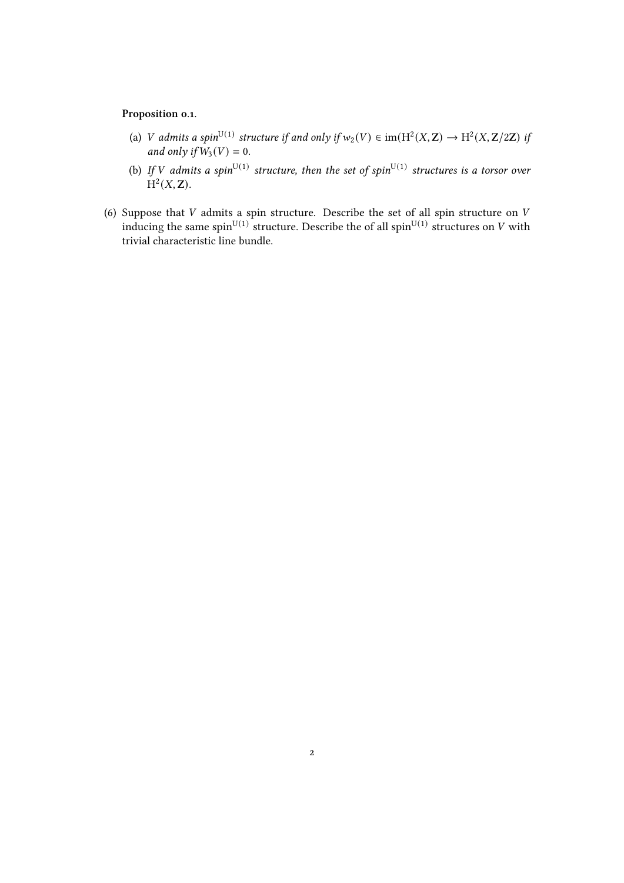**Proposition 0.1.**

(a) *$V$ admits a spin$^{\mathrm{U}(1)}$ structure if and only if $w_2(V) \in \mathrm{im}(\mathrm{H}^2(X, \mathbf{Z}) \to \mathrm{H}^2(X, \mathbf{Z}/2\mathbf{Z})$ if and only if $W_3(V) = 0$.*

(b) *If $V$ admits a spin$^{\mathrm{U}(1)}$ structure, then the set of spin$^{\mathrm{U}(1)}$ structures is a torsor over $\mathrm{H}^2(X, \mathbf{Z})$.*

(6) Suppose that $V$ admits a spin structure. Describe the set of all spin structure on $V$ inducing the same spin$^{\mathrm{U}(1)}$ structure. Describe the of all spin$^{\mathrm{U}(1)}$ structures on $V$ with trivial characteristic line bundle.